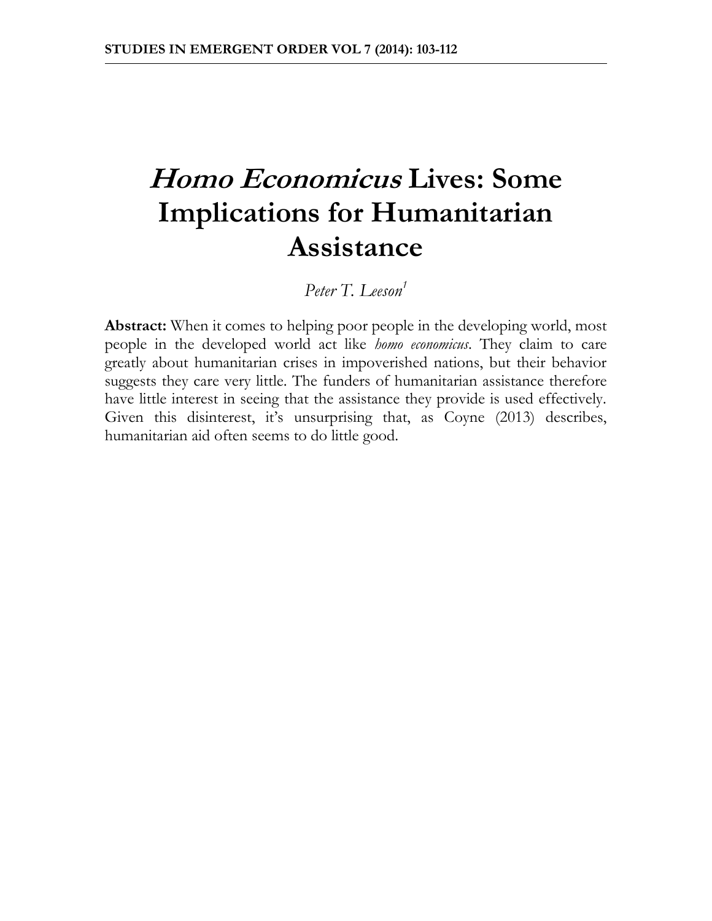# *Homo Economicus* Lives: Some Implications for Humanitarian Assistance

*Peter T. Leeson*[1]

**Abstract:** When it comes to helping poor people in the developing world, most people in the developed world act like *homo economicus*. They claim to care greatly about humanitarian crises in impoverished nations, but their behavior suggests they care very little. The funders of humanitarian assistance therefore have little interest in seeing that the assistance they provide is used effectively. Given this disinterest, it's unsurprising that, as Coyne (2013) describes, humanitarian aid often seems to do little good.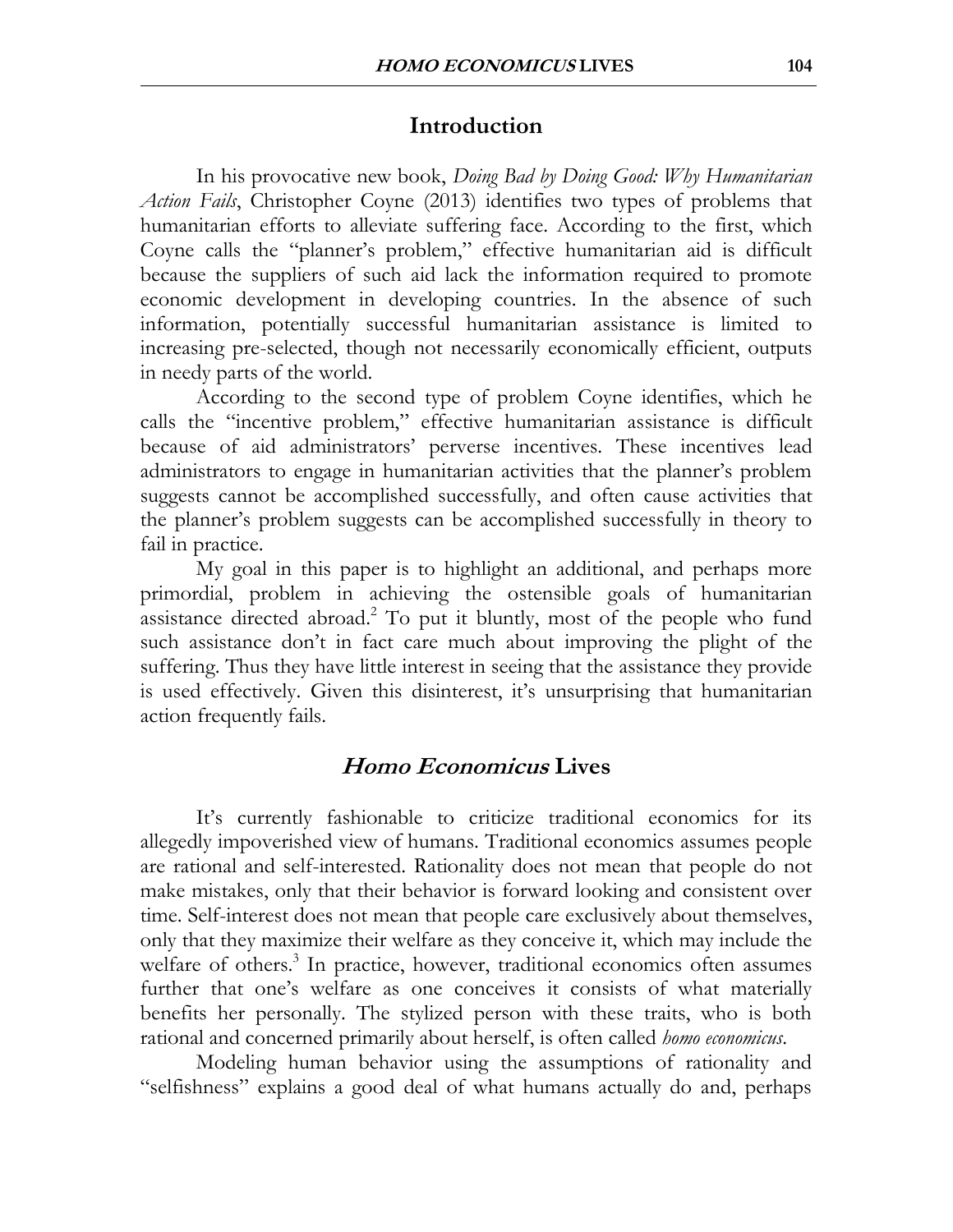## Introduction

In his provocative new book, *Doing Bad by Doing Good: Why Humanitarian Action Fails*, Christopher Coyne (2013) identifies two types of problems that humanitarian efforts to alleviate suffering face. According to the first, which Coyne calls the "planner's problem," effective humanitarian aid is difficult because the suppliers of such aid lack the information required to promote economic development in developing countries. In the absence of such information, potentially successful humanitarian assistance is limited to increasing pre-selected, though not necessarily economically efficient, outputs in needy parts of the world.

According to the second type of problem Coyne identifies, which he calls the "incentive problem," effective humanitarian assistance is difficult because of aid administrators' perverse incentives. These incentives lead administrators to engage in humanitarian activities that the planner's problem suggests cannot be accomplished successfully, and often cause activities that the planner's problem suggests can be accomplished successfully in theory to fail in practice.

My goal in this paper is to highlight an additional, and perhaps more primordial, problem in achieving the ostensible goals of humanitarian assistance directed abroad.[2] To put it bluntly, most of the people who fund such assistance don't in fact care much about improving the plight of the suffering. Thus they have little interest in seeing that the assistance they provide is used effectively. Given this disinterest, it's unsurprising that humanitarian action frequently fails.

## *Homo Economicus* Lives

It's currently fashionable to criticize traditional economics for its allegedly impoverished view of humans. Traditional economics assumes people are rational and self-interested. Rationality does not mean that people do not make mistakes, only that their behavior is forward looking and consistent over time. Self-interest does not mean that people care exclusively about themselves, only that they maximize their welfare as they conceive it, which may include the welfare of others.[3] In practice, however, traditional economics often assumes further that one's welfare as one conceives it consists of what materially benefits her personally. The stylized person with these traits, who is both rational and concerned primarily about herself, is often called *homo economicus*.

Modeling human behavior using the assumptions of rationality and "selfishness" explains a good deal of what humans actually do and, perhaps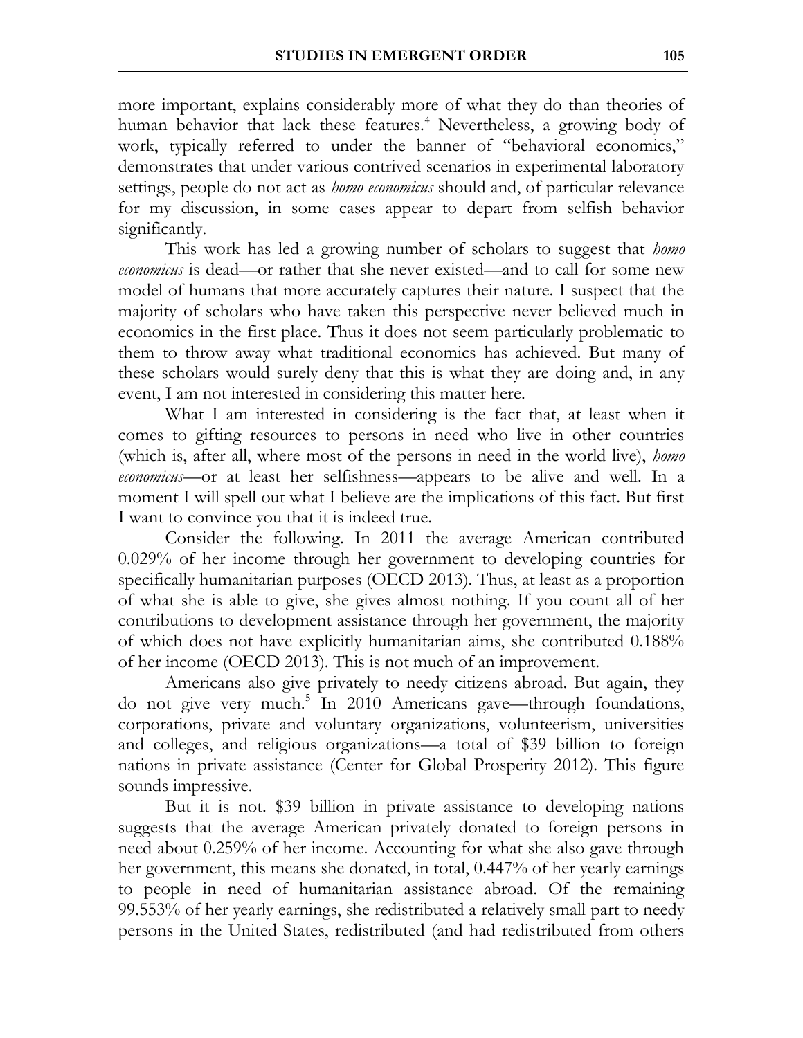more important, explains considerably more of what they do than theories of human behavior that lack these features.[4] Nevertheless, a growing body of work, typically referred to under the banner of "behavioral economics," demonstrates that under various contrived scenarios in experimental laboratory settings, people do not act as *homo economicus* should and, of particular relevance for my discussion, in some cases appear to depart from selfish behavior significantly.

This work has led a growing number of scholars to suggest that *homo economicus* is dead—or rather that she never existed—and to call for some new model of humans that more accurately captures their nature. I suspect that the majority of scholars who have taken this perspective never believed much in economics in the first place. Thus it does not seem particularly problematic to them to throw away what traditional economics has achieved. But many of these scholars would surely deny that this is what they are doing and, in any event, I am not interested in considering this matter here.

What I am interested in considering is the fact that, at least when it comes to gifting resources to persons in need who live in other countries (which is, after all, where most of the persons in need in the world live), *homo economicus*—or at least her selfishness—appears to be alive and well. In a moment I will spell out what I believe are the implications of this fact. But first I want to convince you that it is indeed true.

Consider the following. In 2011 the average American contributed 0.029% of her income through her government to developing countries for specifically humanitarian purposes (OECD 2013). Thus, at least as a proportion of what she is able to give, she gives almost nothing. If you count all of her contributions to development assistance through her government, the majority of which does not have explicitly humanitarian aims, she contributed 0.188% of her income (OECD 2013). This is not much of an improvement.

Americans also give privately to needy citizens abroad. But again, they do not give very much.[5] In 2010 Americans gave—through foundations, corporations, private and voluntary organizations, volunteerism, universities and colleges, and religious organizations—a total of \$39 billion to foreign nations in private assistance (Center for Global Prosperity 2012). This figure sounds impressive.

But it is not. \$39 billion in private assistance to developing nations suggests that the average American privately donated to foreign persons in need about 0.259% of her income. Accounting for what she also gave through her government, this means she donated, in total, 0.447% of her yearly earnings to people in need of humanitarian assistance abroad. Of the remaining 99.553% of her yearly earnings, she redistributed a relatively small part to needy persons in the United States, redistributed (and had redistributed from others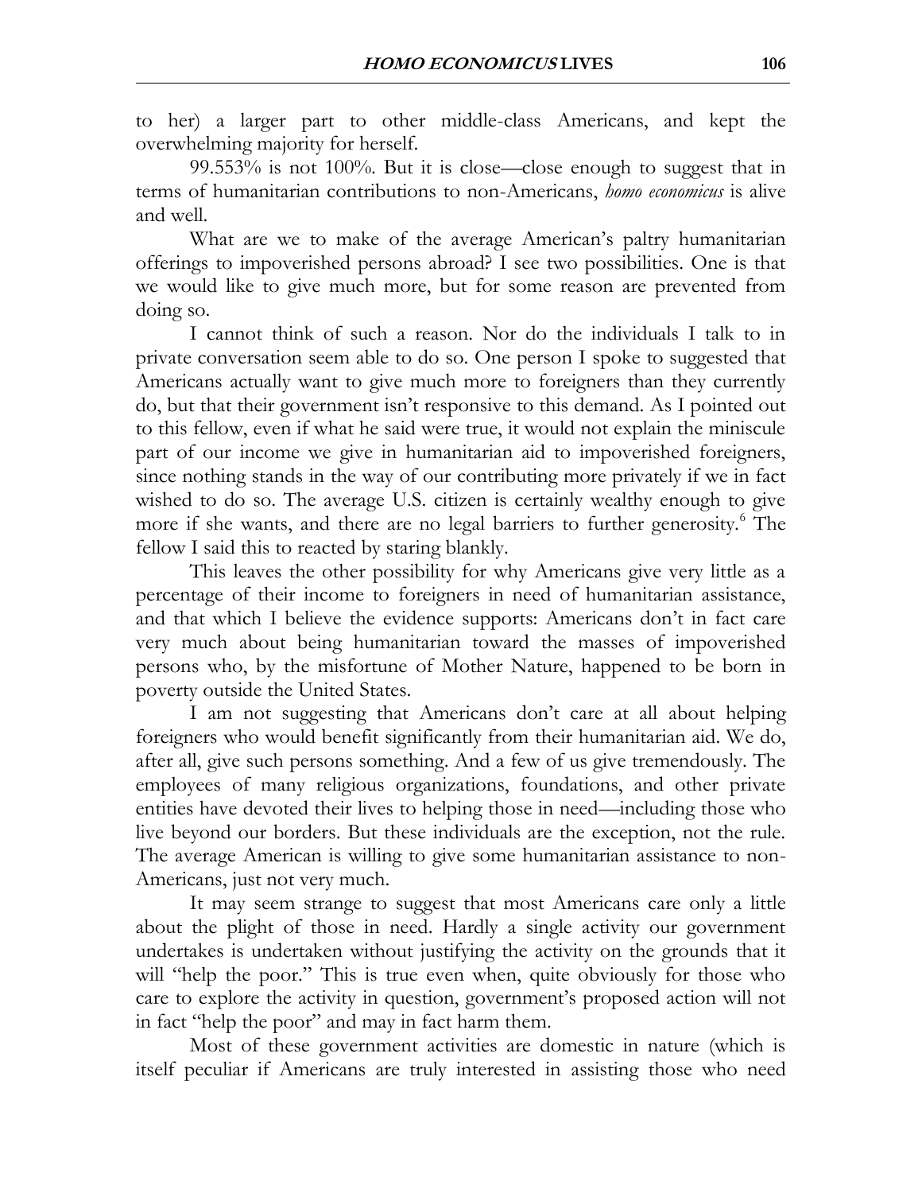to her) a larger part to other middle-class Americans, and kept the overwhelming majority for herself.

99.553% is not 100%. But it is close—close enough to suggest that in terms of humanitarian contributions to non-Americans, *homo economicus* is alive and well.

What are we to make of the average American's paltry humanitarian offerings to impoverished persons abroad? I see two possibilities. One is that we would like to give much more, but for some reason are prevented from doing so.

I cannot think of such a reason. Nor do the individuals I talk to in private conversation seem able to do so. One person I spoke to suggested that Americans actually want to give much more to foreigners than they currently do, but that their government isn't responsive to this demand. As I pointed out to this fellow, even if what he said were true, it would not explain the miniscule part of our income we give in humanitarian aid to impoverished foreigners, since nothing stands in the way of our contributing more privately if we in fact wished to do so. The average U.S. citizen is certainly wealthy enough to give more if she wants, and there are no legal barriers to further generosity.[6] The fellow I said this to reacted by staring blankly.

This leaves the other possibility for why Americans give very little as a percentage of their income to foreigners in need of humanitarian assistance, and that which I believe the evidence supports: Americans don't in fact care very much about being humanitarian toward the masses of impoverished persons who, by the misfortune of Mother Nature, happened to be born in poverty outside the United States.

I am not suggesting that Americans don't care at all about helping foreigners who would benefit significantly from their humanitarian aid. We do, after all, give such persons something. And a few of us give tremendously. The employees of many religious organizations, foundations, and other private entities have devoted their lives to helping those in need—including those who live beyond our borders. But these individuals are the exception, not the rule. The average American is willing to give some humanitarian assistance to non-Americans, just not very much.

It may seem strange to suggest that most Americans care only a little about the plight of those in need. Hardly a single activity our government undertakes is undertaken without justifying the activity on the grounds that it will "help the poor." This is true even when, quite obviously for those who care to explore the activity in question, government's proposed action will not in fact "help the poor" and may in fact harm them.

Most of these government activities are domestic in nature (which is itself peculiar if Americans are truly interested in assisting those who need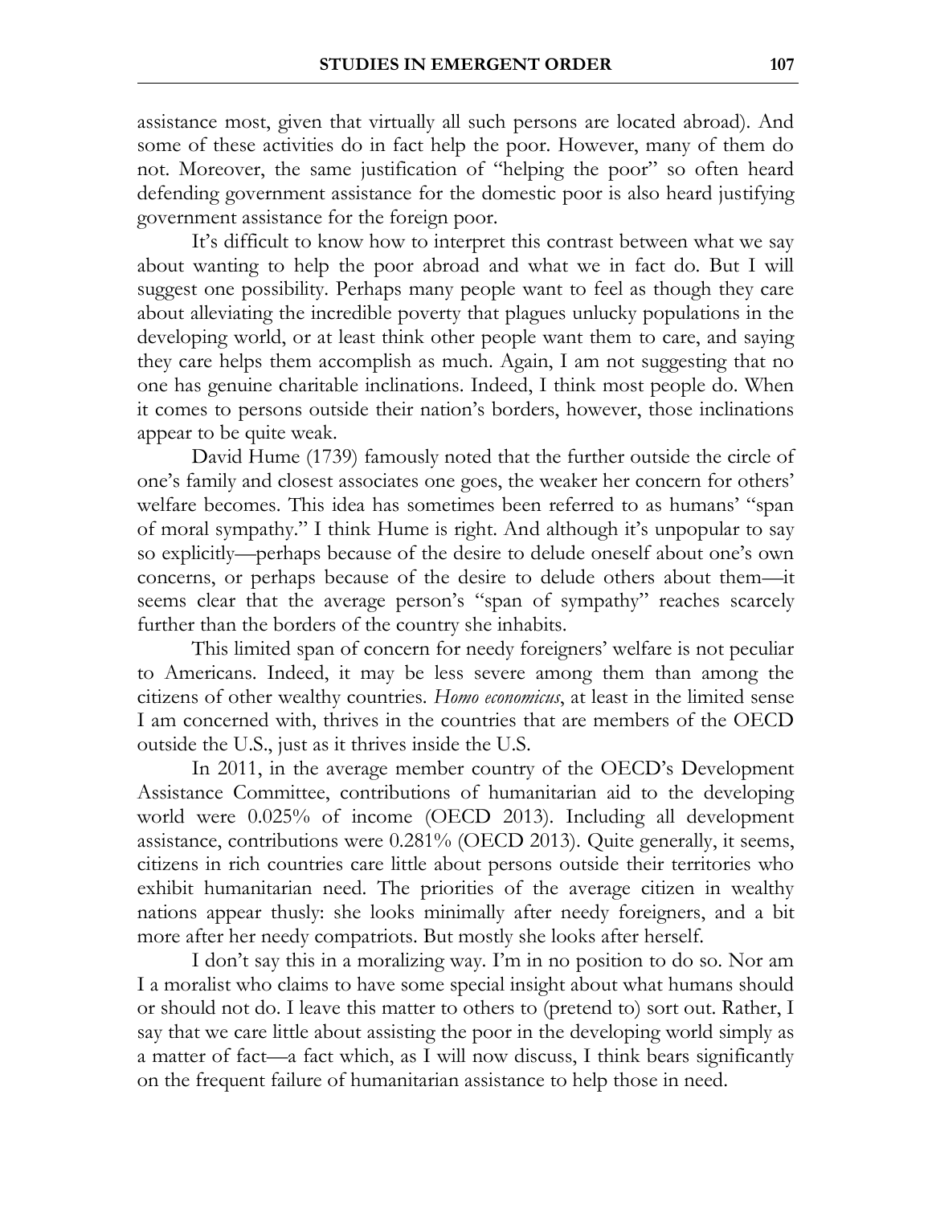assistance most, given that virtually all such persons are located abroad). And some of these activities do in fact help the poor. However, many of them do not. Moreover, the same justification of "helping the poor" so often heard defending government assistance for the domestic poor is also heard justifying government assistance for the foreign poor.

It's difficult to know how to interpret this contrast between what we say about wanting to help the poor abroad and what we in fact do. But I will suggest one possibility. Perhaps many people want to feel as though they care about alleviating the incredible poverty that plagues unlucky populations in the developing world, or at least think other people want them to care, and saying they care helps them accomplish as much. Again, I am not suggesting that no one has genuine charitable inclinations. Indeed, I think most people do. When it comes to persons outside their nation's borders, however, those inclinations appear to be quite weak.

David Hume (1739) famously noted that the further outside the circle of one's family and closest associates one goes, the weaker her concern for others' welfare becomes. This idea has sometimes been referred to as humans' "span of moral sympathy." I think Hume is right. And although it's unpopular to say so explicitly—perhaps because of the desire to delude oneself about one's own concerns, or perhaps because of the desire to delude others about them—it seems clear that the average person's "span of sympathy" reaches scarcely further than the borders of the country she inhabits.

This limited span of concern for needy foreigners' welfare is not peculiar to Americans. Indeed, it may be less severe among them than among the citizens of other wealthy countries. *Homo economicus*, at least in the limited sense I am concerned with, thrives in the countries that are members of the OECD outside the U.S., just as it thrives inside the U.S.

In 2011, in the average member country of the OECD's Development Assistance Committee, contributions of humanitarian aid to the developing world were 0.025% of income (OECD 2013). Including all development assistance, contributions were 0.281% (OECD 2013). Quite generally, it seems, citizens in rich countries care little about persons outside their territories who exhibit humanitarian need. The priorities of the average citizen in wealthy nations appear thusly: she looks minimally after needy foreigners, and a bit more after her needy compatriots. But mostly she looks after herself.

I don't say this in a moralizing way. I'm in no position to do so. Nor am I a moralist who claims to have some special insight about what humans should or should not do. I leave this matter to others to (pretend to) sort out. Rather, I say that we care little about assisting the poor in the developing world simply as a matter of fact—a fact which, as I will now discuss, I think bears significantly on the frequent failure of humanitarian assistance to help those in need.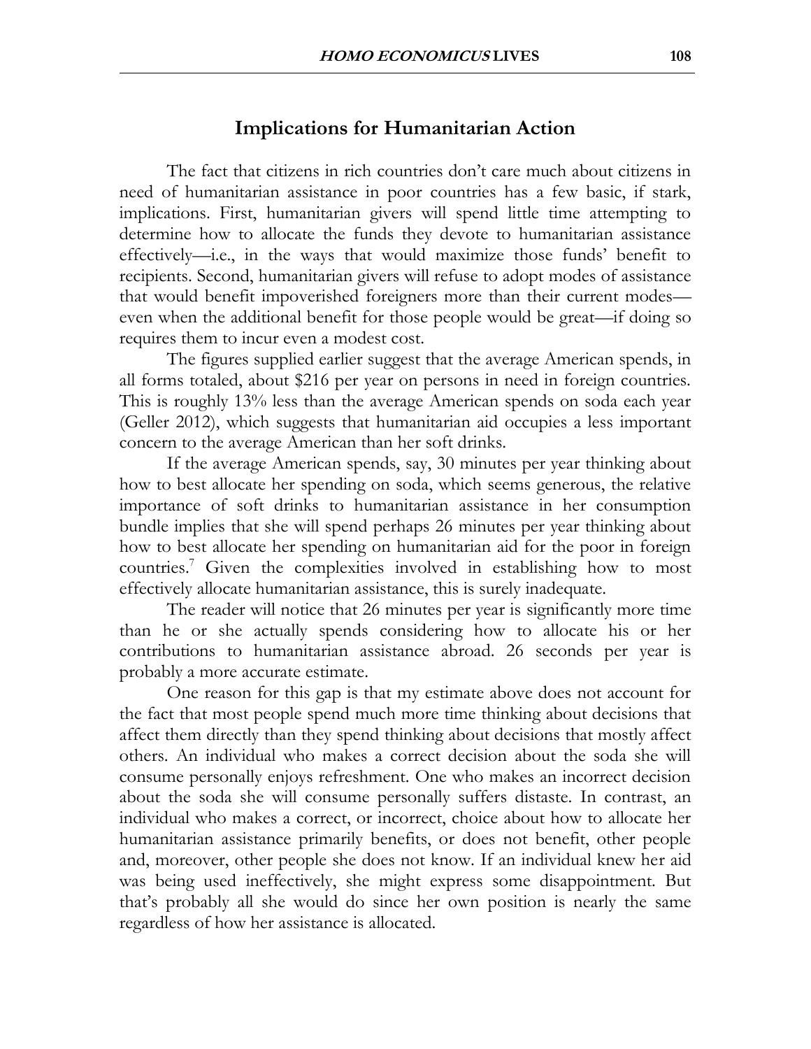## Implications for Humanitarian Action

The fact that citizens in rich countries don't care much about citizens in need of humanitarian assistance in poor countries has a few basic, if stark, implications. First, humanitarian givers will spend little time attempting to determine how to allocate the funds they devote to humanitarian assistance effectively—i.e., in the ways that would maximize those funds' benefit to recipients. Second, humanitarian givers will refuse to adopt modes of assistance that would benefit impoverished foreigners more than their current modes—even when the additional benefit for those people would be great—if doing so requires them to incur even a modest cost.

The figures supplied earlier suggest that the average American spends, in all forms totaled, about $216 per year on persons in need in foreign countries. This is roughly 13% less than the average American spends on soda each year (Geller 2012), which suggests that humanitarian aid occupies a less important concern to the average American than her soft drinks.

If the average American spends, say, 30 minutes per year thinking about how to best allocate her spending on soda, which seems generous, the relative importance of soft drinks to humanitarian assistance in her consumption bundle implies that she will spend perhaps 26 minutes per year thinking about how to best allocate her spending on humanitarian aid for the poor in foreign countries.[7] Given the complexities involved in establishing how to most effectively allocate humanitarian assistance, this is surely inadequate.

The reader will notice that 26 minutes per year is significantly more time than he or she actually spends considering how to allocate his or her contributions to humanitarian assistance abroad. 26 seconds per year is probably a more accurate estimate.

One reason for this gap is that my estimate above does not account for the fact that most people spend much more time thinking about decisions that affect them directly than they spend thinking about decisions that mostly affect others. An individual who makes a correct decision about the soda she will consume personally enjoys refreshment. One who makes an incorrect decision about the soda she will consume personally suffers distaste. In contrast, an individual who makes a correct, or incorrect, choice about how to allocate her humanitarian assistance primarily benefits, or does not benefit, other people and, moreover, other people she does not know. If an individual knew her aid was being used ineffectively, she might express some disappointment. But that's probably all she would do since her own position is nearly the same regardless of how her assistance is allocated.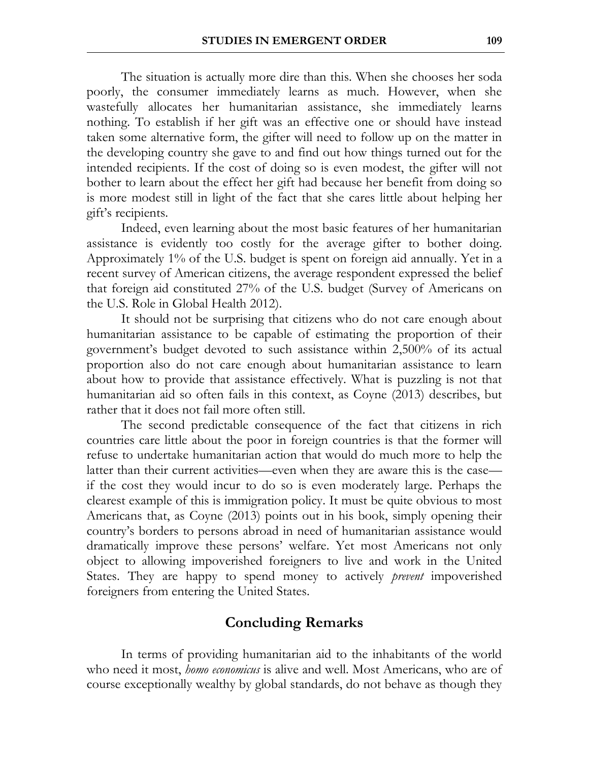The situation is actually more dire than this. When she chooses her soda poorly, the consumer immediately learns as much. However, when she wastefully allocates her humanitarian assistance, she immediately learns nothing. To establish if her gift was an effective one or should have instead taken some alternative form, the gifter will need to follow up on the matter in the developing country she gave to and find out how things turned out for the intended recipients. If the cost of doing so is even modest, the gifter will not bother to learn about the effect her gift had because her benefit from doing so is more modest still in light of the fact that she cares little about helping her gift's recipients.

Indeed, even learning about the most basic features of her humanitarian assistance is evidently too costly for the average gifter to bother doing. Approximately 1% of the U.S. budget is spent on foreign aid annually. Yet in a recent survey of American citizens, the average respondent expressed the belief that foreign aid constituted 27% of the U.S. budget (Survey of Americans on the U.S. Role in Global Health 2012).

It should not be surprising that citizens who do not care enough about humanitarian assistance to be capable of estimating the proportion of their government's budget devoted to such assistance within 2,500% of its actual proportion also do not care enough about humanitarian assistance to learn about how to provide that assistance effectively. What is puzzling is not that humanitarian aid so often fails in this context, as Coyne (2013) describes, but rather that it does not fail more often still.

The second predictable consequence of the fact that citizens in rich countries care little about the poor in foreign countries is that the former will refuse to undertake humanitarian action that would do much more to help the latter than their current activities—even when they are aware this is the case—if the cost they would incur to do so is even moderately large. Perhaps the clearest example of this is immigration policy. It must be quite obvious to most Americans that, as Coyne (2013) points out in his book, simply opening their country's borders to persons abroad in need of humanitarian assistance would dramatically improve these persons' welfare. Yet most Americans not only object to allowing impoverished foreigners to live and work in the United States. They are happy to spend money to actively *prevent* impoverished foreigners from entering the United States.

## Concluding Remarks

In terms of providing humanitarian aid to the inhabitants of the world who need it most, *homo economicus* is alive and well. Most Americans, who are of course exceptionally wealthy by global standards, do not behave as though they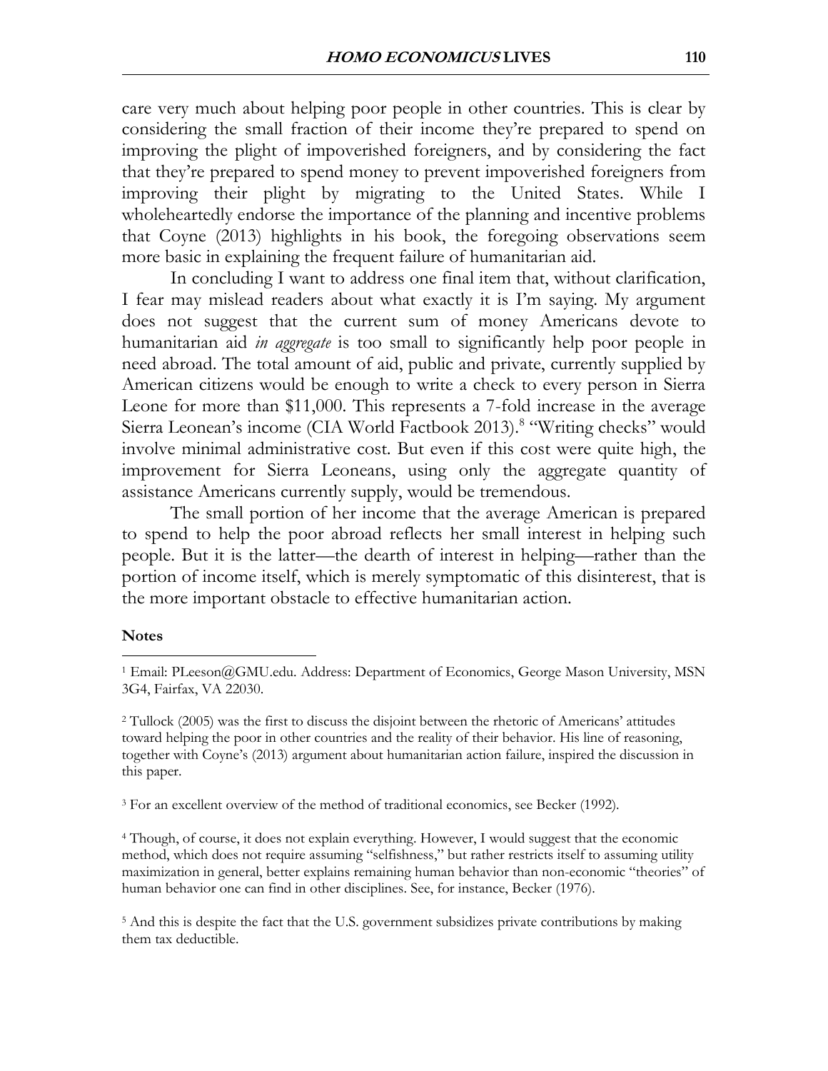care very much about helping poor people in other countries. This is clear by considering the small fraction of their income they're prepared to spend on improving the plight of impoverished foreigners, and by considering the fact that they're prepared to spend money to prevent impoverished foreigners from improving their plight by migrating to the United States. While I wholeheartedly endorse the importance of the planning and incentive problems that Coyne (2013) highlights in his book, the foregoing observations seem more basic in explaining the frequent failure of humanitarian aid.

In concluding I want to address one final item that, without clarification, I fear may mislead readers about what exactly it is I'm saying. My argument does not suggest that the current sum of money Americans devote to humanitarian aid *in aggregate* is too small to significantly help poor people in need abroad. The total amount of aid, public and private, currently supplied by American citizens would be enough to write a check to every person in Sierra Leone for more than $11,000. This represents a 7-fold increase in the average Sierra Leonean's income (CIA World Factbook 2013).[8] "Writing checks" would involve minimal administrative cost. But even if this cost were quite high, the improvement for Sierra Leoneans, using only the aggregate quantity of assistance Americans currently supply, would be tremendous.

The small portion of her income that the average American is prepared to spend to help the poor abroad reflects her small interest in helping such people. But it is the latter—the dearth of interest in helping—rather than the portion of income itself, which is merely symptomatic of this disinterest, that is the more important obstacle to effective humanitarian action.

**Notes**

[1] Email: PLeeson@GMU.edu. Address: Department of Economics, George Mason University, MSN 3G4, Fairfax, VA 22030.

[2] Tullock (2005) was the first to discuss the disjoint between the rhetoric of Americans' attitudes toward helping the poor in other countries and the reality of their behavior. His line of reasoning, together with Coyne's (2013) argument about humanitarian action failure, inspired the discussion in this paper.

[3] For an excellent overview of the method of traditional economics, see Becker (1992).

[4] Though, of course, it does not explain everything. However, I would suggest that the economic method, which does not require assuming "selfishness," but rather restricts itself to assuming utility maximization in general, better explains remaining human behavior than non-economic "theories" of human behavior one can find in other disciplines. See, for instance, Becker (1976).

[5] And this is despite the fact that the U.S. government subsidizes private contributions by making them tax deductible.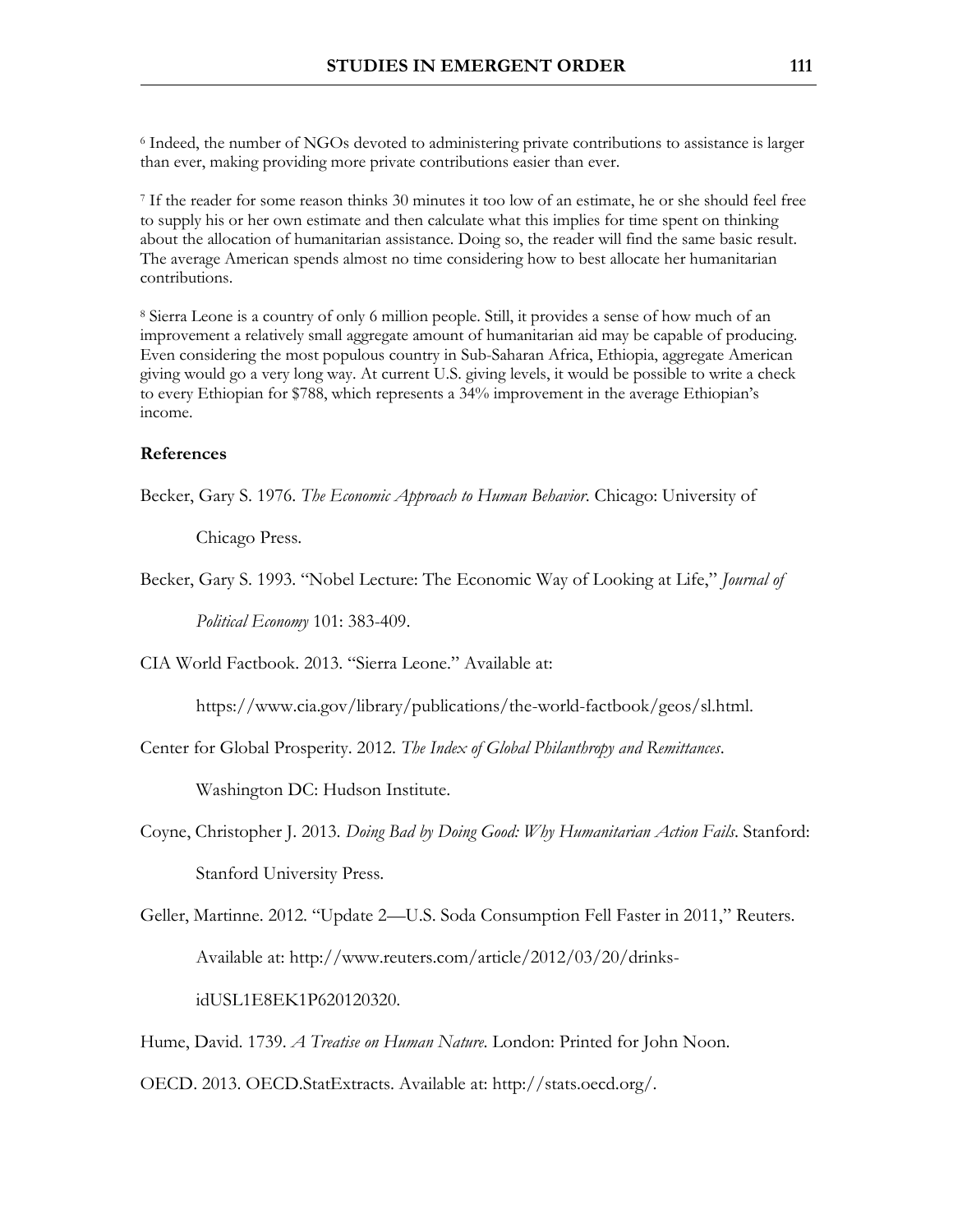[6] Indeed, the number of NGOs devoted to administering private contributions to assistance is larger than ever, making providing more private contributions easier than ever.

[7] If the reader for some reason thinks 30 minutes it too low of an estimate, he or she should feel free to supply his or her own estimate and then calculate what this implies for time spent on thinking about the allocation of humanitarian assistance. Doing so, the reader will find the same basic result. The average American spends almost no time considering how to best allocate her humanitarian contributions.

[8] Sierra Leone is a country of only 6 million people. Still, it provides a sense of how much of an improvement a relatively small aggregate amount of humanitarian aid may be capable of producing. Even considering the most populous country in Sub-Saharan Africa, Ethiopia, aggregate American giving would go a very long way. At current U.S. giving levels, it would be possible to write a check to every Ethiopian for $788, which represents a 34% improvement in the average Ethiopian's income.

## References

Becker, Gary S. 1976. *The Economic Approach to Human Behavior*. Chicago: University of Chicago Press.

Becker, Gary S. 1993. "Nobel Lecture: The Economic Way of Looking at Life," *Journal of Political Economy* 101: 383-409.

CIA World Factbook. 2013. "Sierra Leone." Available at: https://www.cia.gov/library/publications/the-world-factbook/geos/sl.html.

Center for Global Prosperity. 2012. *The Index of Global Philanthropy and Remittances*. Washington DC: Hudson Institute.

Coyne, Christopher J. 2013. *Doing Bad by Doing Good: Why Humanitarian Action Fails*. Stanford: Stanford University Press.

Geller, Martinne. 2012. "Update 2—U.S. Soda Consumption Fell Faster in 2011," Reuters. Available at: http://www.reuters.com/article/2012/03/20/drinks-idUSL1E8EK1P620120320.

Hume, David. 1739. *A Treatise on Human Nature*. London: Printed for John Noon.

OECD. 2013. OECD.StatExtracts. Available at: http://stats.oecd.org/.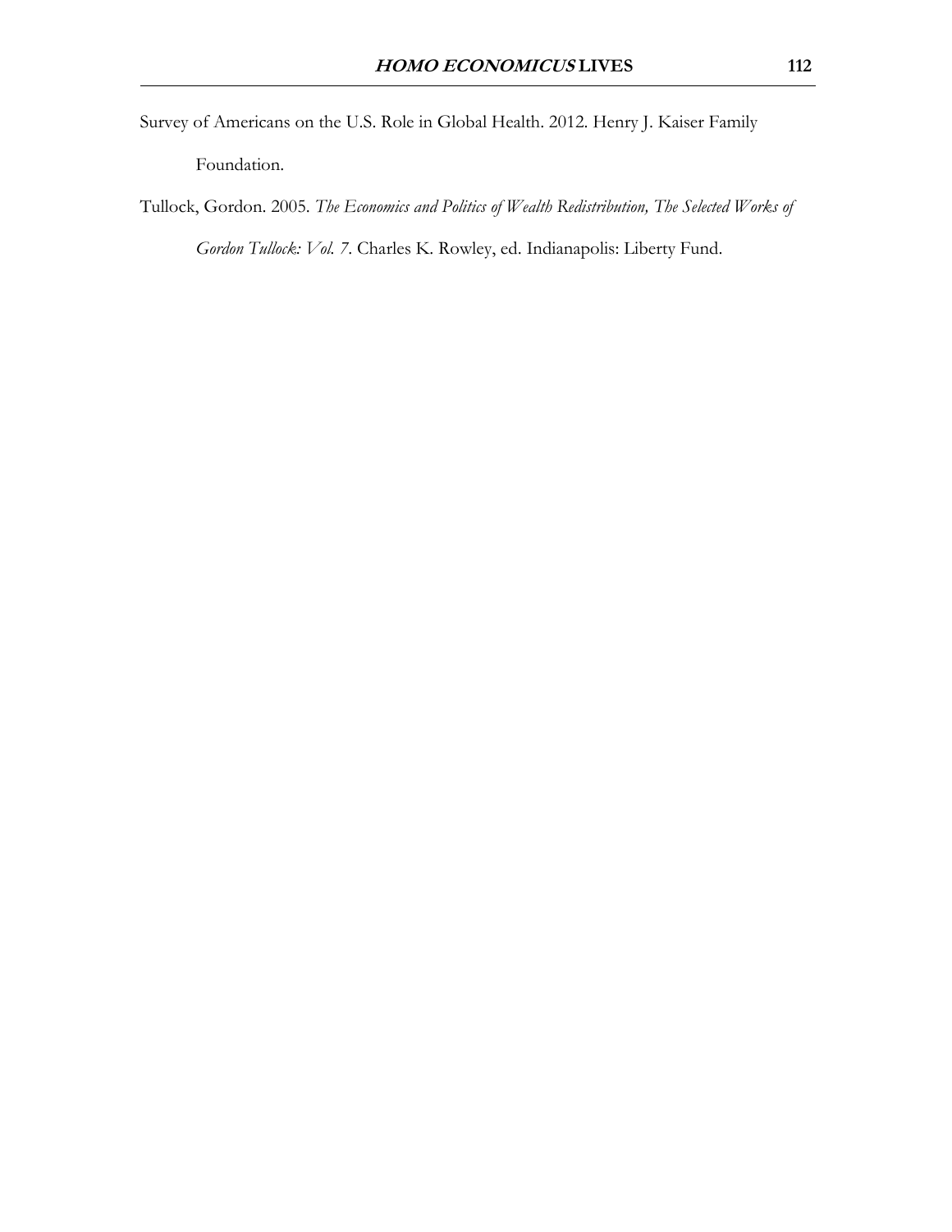Survey of Americans on the U.S. Role in Global Health. 2012. Henry J. Kaiser Family Foundation.

Tullock, Gordon. 2005. *The Economics and Politics of Wealth Redistribution, The Selected Works of Gordon Tullock: Vol. 7*. Charles K. Rowley, ed. Indianapolis: Liberty Fund.